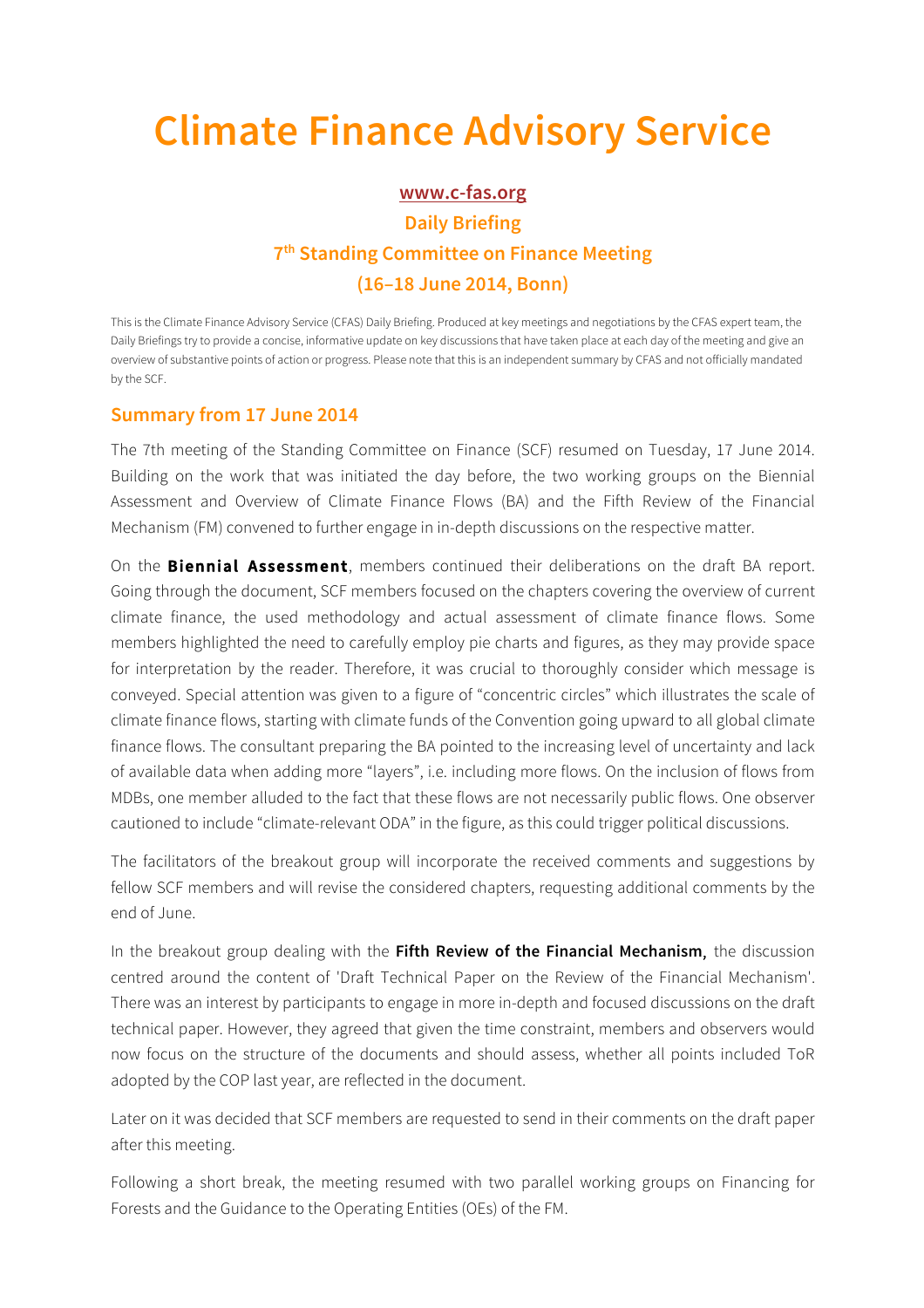# Climate Finance Advisory Service

**www.c-fas.org**

**Daily Briefing**

**7th Standing Committee on Finance Meeting**

**(16–18 June 2014, Bonn)**

This is the Climate Finance Advisory Service (CFAS) Daily Briefing. Produced at key meetings and negotiations by the CFAS expert team, the Daily Briefings try to provide a concise, informative update on key discussions that have taken place at each day of the meeting and give an overview of substantive points of action or progress. Please note that this is an independent summary by CFAS and not officially mandated by the SCF.

## Summary from 17 June 2014

The 7th meeting of the Standing Committee on Finance (SCF) resumed on Tuesday, 17 June 2014. Building on the work that was initiated the day before, the two working groups on the Biennial Assessment and Overview of Climate Finance Flows (BA) and the Fifth Review of the Financial Mechanism (FM) convened to further engage in in-depth discussions on the respective matter.

On the **Biennial Assessment**, members continued their deliberations on the draft BA report. Going through the document, SCF members focused on the chapters covering the overview of current climate finance, the used methodology and actual assessment of climate finance flows. Some members highlighted the need to carefully employ pie charts and figures, as they may provide space for interpretation by the reader. Therefore, it was crucial to thoroughly consider which message is conveyed. Special attention was given to a figure of "concentric circles" which illustrates the scale of climate finance flows, starting with climate funds of the Convention going upward to all global climate finance flows. The consultant preparing the BA pointed to the increasing level of uncertainty and lack of available data when adding more "layers", i.e. including more flows. On the inclusion of flows from MDBs, one member alluded to the fact that these flows are not necessarily public flows. One observer cautioned to include "climate-relevant ODA" in the figure, as this could trigger political discussions.

The facilitators of the breakout group will incorporate the received comments and suggestions by fellow SCF members and will revise the considered chapters, requesting additional comments by the end of June.

In the breakout group dealing with the **Fifth Review of the Financial Mechanism,** the discussion centred around the content of 'Draft Technical Paper on the Review of the Financial Mechanism'. There was an interest by participants to engage in more in-depth and focused discussions on the draft technical paper. However, they agreed that given the time constraint, members and observers would now focus on the structure of the documents and should assess, whether all points included ToR adopted by the COP last year, are reflected in the document.

Later on it was decided that SCF members are requested to send in their comments on the draft paper after this meeting.

Following a short break, the meeting resumed with two parallel working groups on Financing for Forests and the Guidance to the Operating Entities (OEs) of the FM.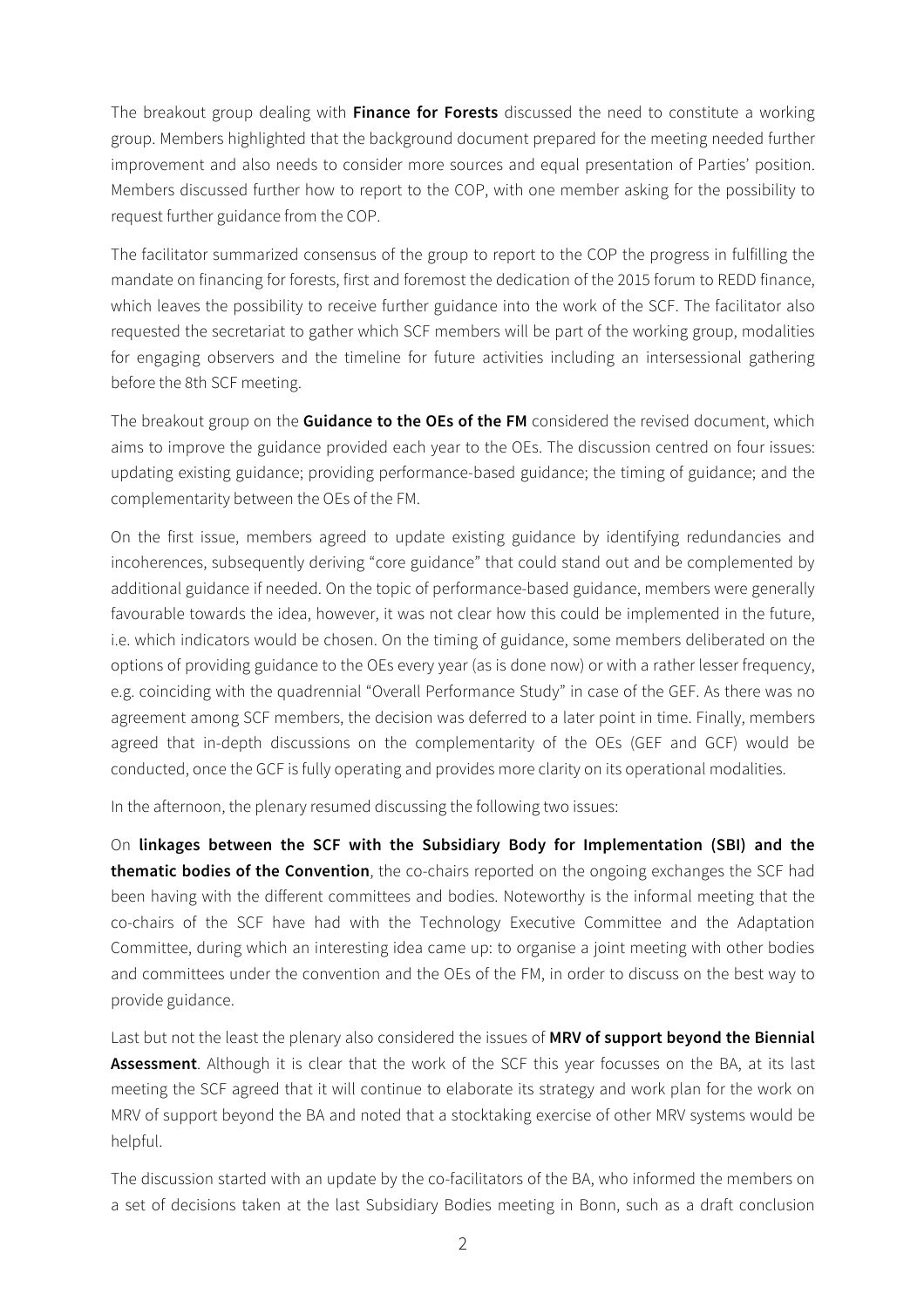The breakout group dealing with **Finance for Forests** discussed the need to constitute a working group. Members highlighted that the background document prepared for the meeting needed further improvement and also needs to consider more sources and equal presentation of Parties' position. Members discussed further how to report to the COP, with one member asking for the possibility to request further guidance from the COP.

The facilitator summarized consensus of the group to report to the COP the progress in fulfilling the mandate on financing for forests, first and foremost the dedication of the 2015 forum to REDD finance, which leaves the possibility to receive further guidance into the work of the SCF. The facilitator also requested the secretariat to gather which SCF members will be part of the working group, modalities for engaging observers and the timeline for future activities including an intersessional gathering before the 8th SCF meeting.

The breakout group on the **Guidance to the OEs of the FM** considered the revised document, which aims to improve the guidance provided each year to the OEs. The discussion centred on four issues: updating existing guidance; providing performance-based guidance; the timing of guidance; and the complementarity between the OEs of the FM.

On the first issue, members agreed to update existing guidance by identifying redundancies and incoherences, subsequently deriving "core guidance" that could stand out and be complemented by additional guidance if needed. On the topic of performance-based guidance, members were generally favourable towards the idea, however, it was not clear how this could be implemented in the future, i.e. which indicators would be chosen. On the timing of guidance, some members deliberated on the options of providing guidance to the OEs every year (as is done now) or with a rather lesser frequency, e.g. coinciding with the quadrennial "Overall Performance Study" in case of the GEF. As there was no agreement among SCF members, the decision was deferred to a later point in time. Finally, members agreed that in-depth discussions on the complementarity of the OEs (GEF and GCF) would be conducted, once the GCF is fully operating and provides more clarity on its operational modalities.

In the afternoon, the plenary resumed discussing the following two issues:

On **linkages between the SCF with the Subsidiary Body for Implementation (SBI) and the thematic bodies of the Convention**, the co-chairs reported on the ongoing exchanges the SCF had been having with the different committees and bodies. Noteworthy is the informal meeting that the co-chairs of the SCF have had with the Technology Executive Committee and the Adaptation Committee, during which an interesting idea came up: to organise a joint meeting with other bodies and committees under the convention and the OEs of the FM, in order to discuss on the best way to provide guidance.

Last but not the least the plenary also considered the issues of **MRV of support beyond the Biennial Assessment**. Although it is clear that the work of the SCF this year focusses on the BA, at its last meeting the SCF agreed that it will continue to elaborate its strategy and work plan for the work on MRV of support beyond the BA and noted that a stocktaking exercise of other MRV systems would be helpful.

The discussion started with an update by the co-facilitators of the BA, who informed the members on a set of decisions taken at the last Subsidiary Bodies meeting in Bonn, such as a draft conclusion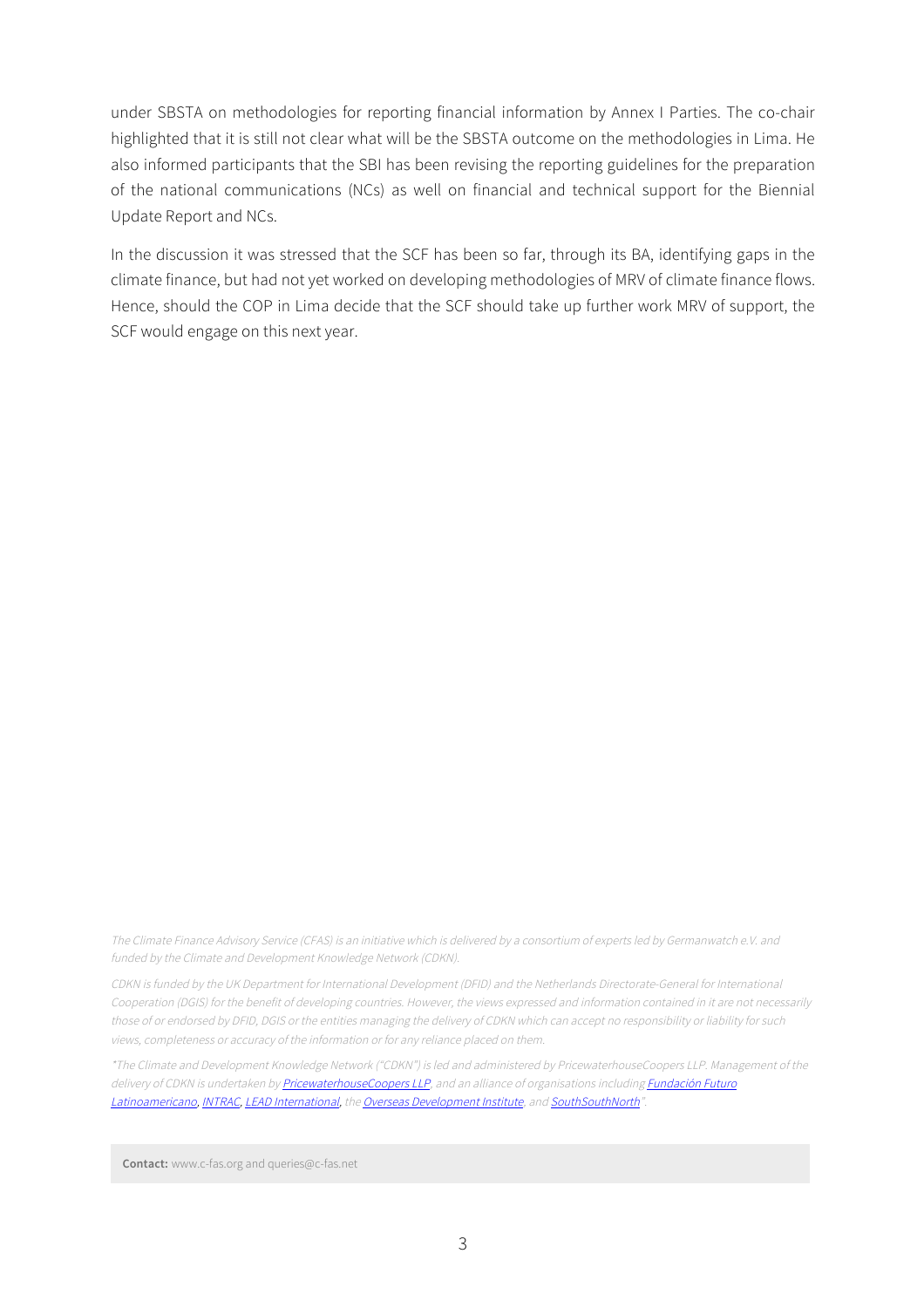under SBSTA on methodologies for reporting financial information by Annex I Parties. The co-chair highlighted that it is still not clear what will be the SBSTA outcome on the methodologies in Lima. He also informed participants that the SBI has been revising the reporting guidelines for the preparation of the national communications (NCs) as well on financial and technical support for the Biennial Update Report and NCs.

In the discussion it was stressed that the SCF has been so far, through its BA, identifying gaps in the climate finance, but had not yet worked on developing methodologies of MRV of climate finance flows. Hence, should the COP in Lima decide that the SCF should take up further work MRV of support, the SCF would engage on this next year.

*The Climate Finance Advisory Service (CFAS) is an initiative which is delivered by a consortium of experts led by Germanwatch e.V. and funded by the Climate and Development Knowledge Network (CDKN).*

*CDKN is funded by the UK Department for International Development (DFID) and the Netherlands Directorate-General for International Cooperation (DGIS) for the benefit of developing countries. However, the views expressed and information contained in it are not necessarily those of or endorsed by DFID, DGIS or the entities managing the delivery of CDKN which can accept no responsibility or liability for such views, completeness or accuracy of the information or for any reliance placed on them.*

*"The Climate and Development Knowledge Network ("CDKN") is led and administered by PricewaterhouseCoopers LLP. Management of the delivery of CDKN is undertaken by PricewaterhouseCoopers LLP, and an alliance of organisations including Fundación Futuro Latinoamericano, INTRAC, LEAD International, the Overseas Development Institute, and SouthSouthNorth".*

**Contact:** www.c-fas.org and queries@c-fas.net